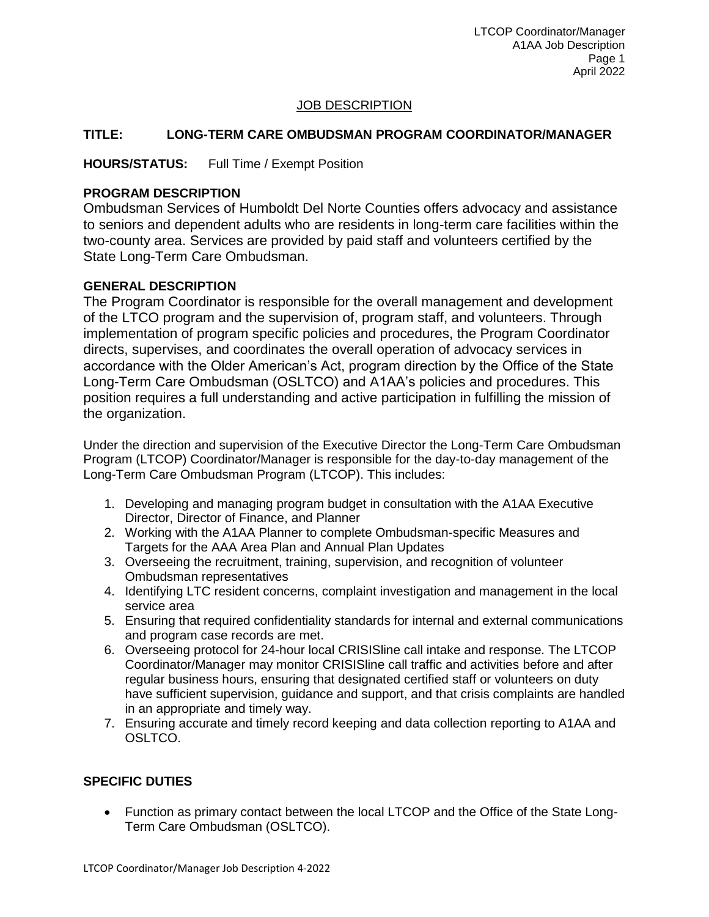JOB DESCRIPTION

**TITLE: LONG-TERM CARE OMBUDSMAN PROGRAM COORDINATOR/MANAGER**

**HOURS/STATUS:** Full Time / Exempt Position

**PROGRAM DESCRIPTION**

Ombudsman Services of Humboldt Del Norte Counties offers advocacy and assistance to seniors and dependent adults who are residents in long-term care facilities within the two-county area. Services are provided by paid staff and volunteers certified by the State Long-Term Care Ombudsman.

**GENERAL DESCRIPTION**

The Program Coordinator is responsible for the overall management and development of the LTCO program and the supervision of, program staff, and volunteers. Through implementation of program specific policies and procedures, the Program Coordinator directs, supervises, and coordinates the overall operation of advocacy services in accordance with the Older American's Act, program direction by the Office of the State Long-Term Care Ombudsman (OSLTCO) and A1AA's policies and procedures. This position requires a full understanding and active participation in fulfilling the mission of the organization.

Under the direction and supervision of the Executive Director the Long-Term Care Ombudsman Program (LTCOP) Coordinator/Manager is responsible for the day-to-day management of the Long-Term Care Ombudsman Program (LTCOP). This includes:

1. Developing and managing program budget in consultation with the A1AA Executive Director, Director of Finance, and Planner
2. Working with the A1AA Planner to complete Ombudsman-specific Measures and Targets for the AAA Area Plan and Annual Plan Updates
3. Overseeing the recruitment, training, supervision, and recognition of volunteer Ombudsman representatives
4. Identifying LTC resident concerns, complaint investigation and management in the local service area
5. Ensuring that required confidentiality standards for internal and external communications and program case records are met.
6. Overseeing protocol for 24-hour local CRISISline call intake and response. The LTCOP Coordinator/Manager may monitor CRISISline call traffic and activities before and after regular business hours, ensuring that designated certified staff or volunteers on duty have sufficient supervision, guidance and support, and that crisis complaints are handled in an appropriate and timely way.
7. Ensuring accurate and timely record keeping and data collection reporting to A1AA and OSLTCO.

**SPECIFIC DUTIES**

- Function as primary contact between the local LTCOP and the Office of the State Long-Term Care Ombudsman (OSLTCO).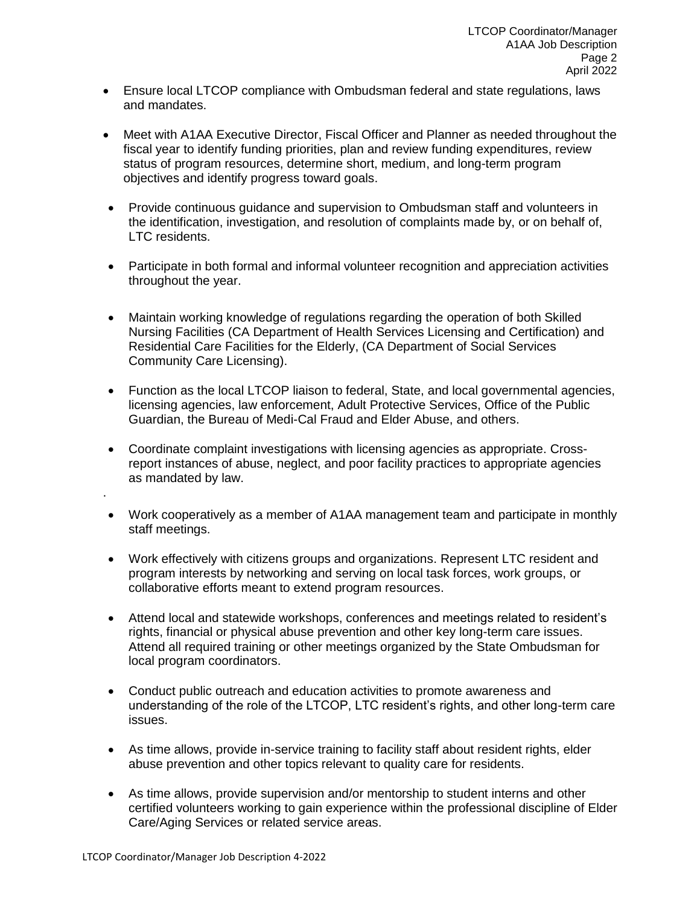- Ensure local LTCOP compliance with Ombudsman federal and state regulations, laws and mandates.
- Meet with A1AA Executive Director, Fiscal Officer and Planner as needed throughout the fiscal year to identify funding priorities, plan and review funding expenditures, review status of program resources, determine short, medium, and long-term program objectives and identify progress toward goals.
- Provide continuous guidance and supervision to Ombudsman staff and volunteers in the identification, investigation, and resolution of complaints made by, or on behalf of, LTC residents.
- Participate in both formal and informal volunteer recognition and appreciation activities throughout the year.
- Maintain working knowledge of regulations regarding the operation of both Skilled Nursing Facilities (CA Department of Health Services Licensing and Certification) and Residential Care Facilities for the Elderly, (CA Department of Social Services Community Care Licensing).
- Function as the local LTCOP liaison to federal, State, and local governmental agencies, licensing agencies, law enforcement, Adult Protective Services, Office of the Public Guardian, the Bureau of Medi-Cal Fraud and Elder Abuse, and others.
- Coordinate complaint investigations with licensing agencies as appropriate. Cross-report instances of abuse, neglect, and poor facility practices to appropriate agencies as mandated by law.
- Work cooperatively as a member of A1AA management team and participate in monthly staff meetings.
- Work effectively with citizens groups and organizations. Represent LTC resident and program interests by networking and serving on local task forces, work groups, or collaborative efforts meant to extend program resources.
- Attend local and statewide workshops, conferences and meetings related to resident's rights, financial or physical abuse prevention and other key long-term care issues. Attend all required training or other meetings organized by the State Ombudsman for local program coordinators.
- Conduct public outreach and education activities to promote awareness and understanding of the role of the LTCOP, LTC resident's rights, and other long-term care issues.
- As time allows, provide in-service training to facility staff about resident rights, elder abuse prevention and other topics relevant to quality care for residents.
- As time allows, provide supervision and/or mentorship to student interns and other certified volunteers working to gain experience within the professional discipline of Elder Care/Aging Services or related service areas.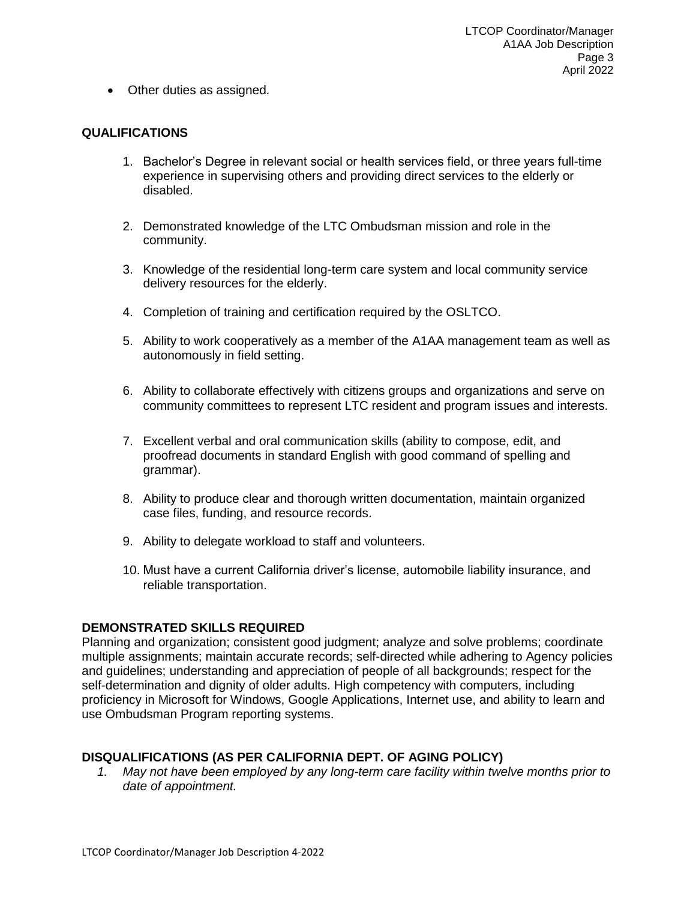- Other duties as assigned.

## QUALIFICATIONS

1. Bachelor's Degree in relevant social or health services field, or three years full-time experience in supervising others and providing direct services to the elderly or disabled.

2. Demonstrated knowledge of the LTC Ombudsman mission and role in the community.

3. Knowledge of the residential long-term care system and local community service delivery resources for the elderly.

4. Completion of training and certification required by the OSLTCO.

5. Ability to work cooperatively as a member of the A1AA management team as well as autonomously in field setting.

6. Ability to collaborate effectively with citizens groups and organizations and serve on community committees to represent LTC resident and program issues and interests.

7. Excellent verbal and oral communication skills (ability to compose, edit, and proofread documents in standard English with good command of spelling and grammar).

8. Ability to produce clear and thorough written documentation, maintain organized case files, funding, and resource records.

9. Ability to delegate workload to staff and volunteers.

10. Must have a current California driver's license, automobile liability insurance, and reliable transportation.

## DEMONSTRATED SKILLS REQUIRED

Planning and organization; consistent good judgment; analyze and solve problems; coordinate multiple assignments; maintain accurate records; self-directed while adhering to Agency policies and guidelines; understanding and appreciation of people of all backgrounds; respect for the self-determination and dignity of older adults. High competency with computers, including proficiency in Microsoft for Windows, Google Applications, Internet use, and ability to learn and use Ombudsman Program reporting systems.

## DISQUALIFICATIONS (AS PER CALIFORNIA DEPT. OF AGING POLICY)

1. *May not have been employed by any long-term care facility within twelve months prior to date of appointment.*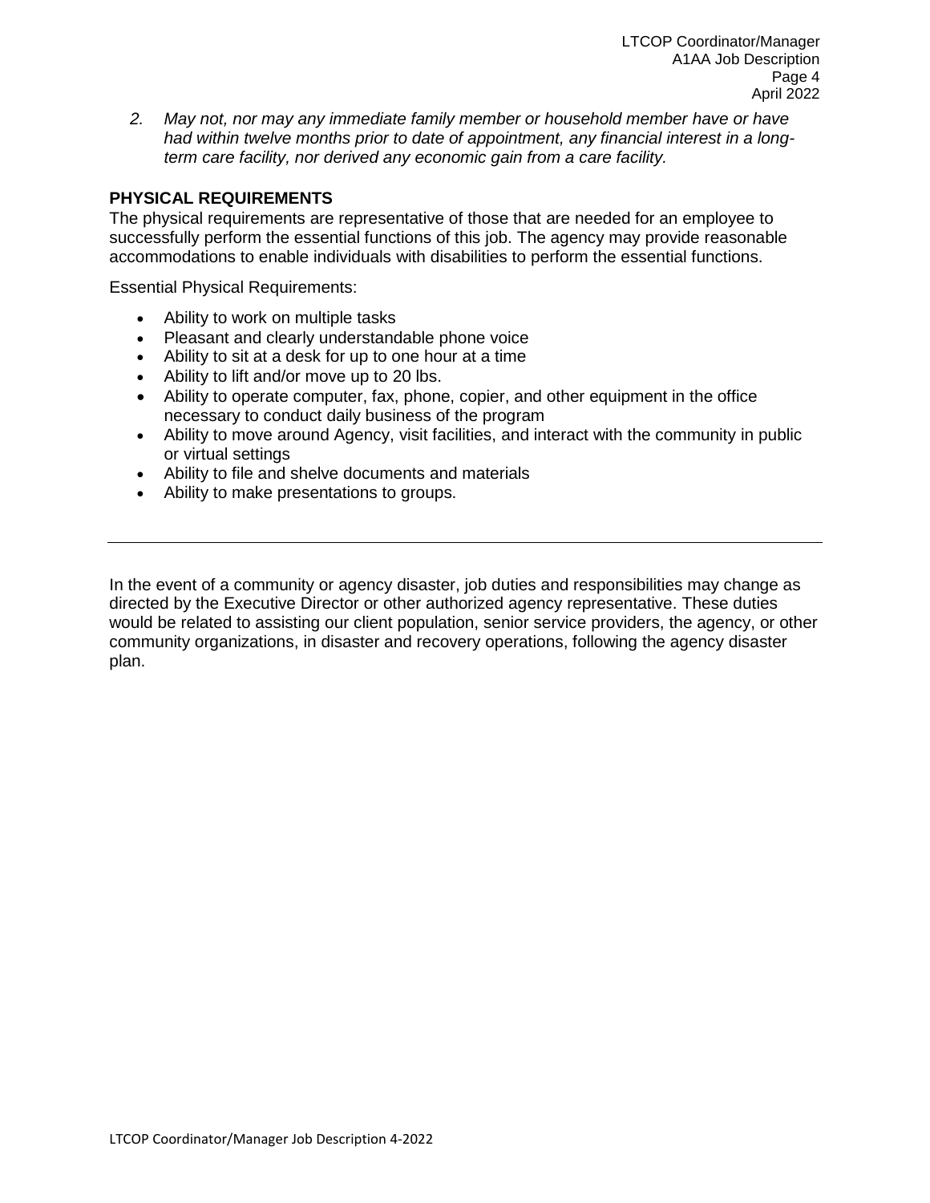2. *May not, nor may any immediate family member or household member have or have had within twelve months prior to date of appointment, any financial interest in a long-term care facility, nor derived any economic gain from a care facility.*

**PHYSICAL REQUIREMENTS**

The physical requirements are representative of those that are needed for an employee to successfully perform the essential functions of this job. The agency may provide reasonable accommodations to enable individuals with disabilities to perform the essential functions.

Essential Physical Requirements:

- Ability to work on multiple tasks
- Pleasant and clearly understandable phone voice
- Ability to sit at a desk for up to one hour at a time
- Ability to lift and/or move up to 20 lbs.
- Ability to operate computer, fax, phone, copier, and other equipment in the office necessary to conduct daily business of the program
- Ability to move around Agency, visit facilities, and interact with the community in public or virtual settings
- Ability to file and shelve documents and materials
- Ability to make presentations to groups.

---

In the event of a community or agency disaster, job duties and responsibilities may change as directed by the Executive Director or other authorized agency representative. These duties would be related to assisting our client population, senior service providers, the agency, or other community organizations, in disaster and recovery operations, following the agency disaster plan.